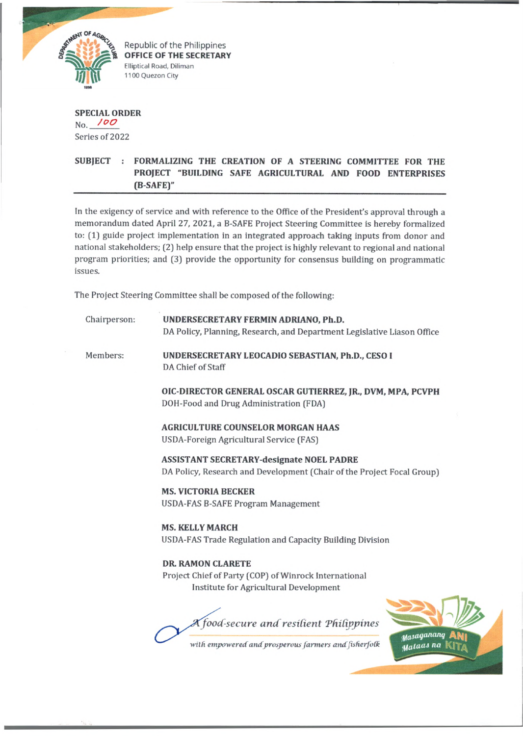Republic of the Philippines
**OFFICE OF THE SECRETARY**
Elliptical Road, Diliman
1100 Quezon City

**SPECIAL ORDER**
No. 100
Series of 2022

**SUBJECT : FORMALIZING THE CREATION OF A STEERING COMMITTEE FOR THE PROJECT "BUILDING SAFE AGRICULTURAL AND FOOD ENTERPRISES (B-SAFE)"**

In the exigency of service and with reference to the Office of the President's approval through a memorandum dated April 27, 2021, a B-SAFE Project Steering Committee is hereby formalized to: (1) guide project implementation in an integrated approach taking inputs from donor and national stakeholders; (2) help ensure that the project is highly relevant to regional and national program priorities; and (3) provide the opportunity for consensus building on programmatic issues.

The Project Steering Committee shall be composed of the following:

Chairperson:

**UNDERSECRETARY FERMIN ADRIANO, Ph.D.**
DA Policy, Planning, Research, and Department Legislative Liason Office

Members:

**UNDERSECRETARY LEOCADIO SEBASTIAN, Ph.D., CESO I**
DA Chief of Staff

**OIC-DIRECTOR GENERAL OSCAR GUTIERREZ, JR., DVM, MPA, PCVPH**
DOH-Food and Drug Administration (FDA)

**AGRICULTURE COUNSELOR MORGAN HAAS**
USDA-Foreign Agricultural Service (FAS)

**ASSISTANT SECRETARY-designate NOEL PADRE**
DA Policy, Research and Development (Chair of the Project Focal Group)

**MS. VICTORIA BECKER**
USDA-FAS B-SAFE Program Management

**MS. KELLY MARCH**
USDA-FAS Trade Regulation and Capacity Building Division

**DR. RAMON CLARETE**
Project Chief of Party (COP) of Winrock International Institute for Agricultural Development

*A food-secure and resilient Philippines with empowered and prosperous farmers and fisherfolk*

Masaganang ANI Mataas na KITA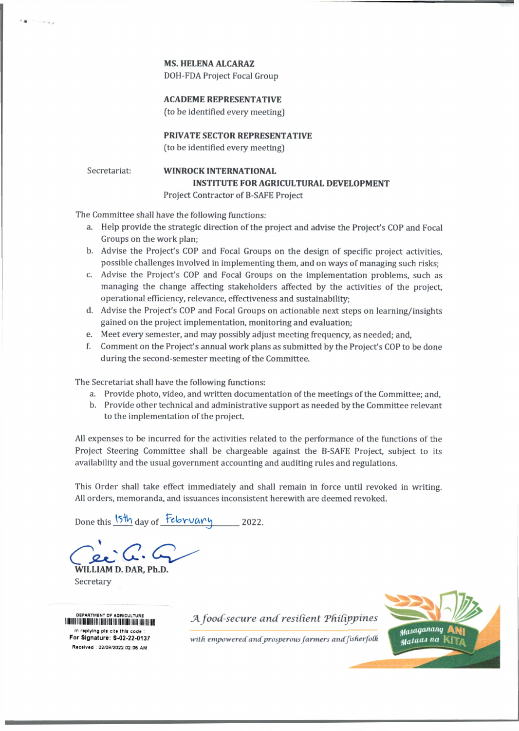**MS. HELENA ALCARAZ**
DOH-FDA Project Focal Group

**ACADEME REPRESENTATIVE**
(to be identified every meeting)

**PRIVATE SECTOR REPRESENTATIVE**
(to be identified every meeting)

Secretariat: **WINROCK INTERNATIONAL**
**INSTITUTE FOR AGRICULTURAL DEVELOPMENT**
Project Contractor of B-SAFE Project

The Committee shall have the following functions:

a. Help provide the strategic direction of the project and advise the Project's COP and Focal Groups on the work plan;
b. Advise the Project's COP and Focal Groups on the design of specific project activities, possible challenges involved in implementing them, and on ways of managing such risks;
c. Advise the Project's COP and Focal Groups on the implementation problems, such as managing the change affecting stakeholders affected by the activities of the project, operational efficiency, relevance, effectiveness and sustainability;
d. Advise the Project's COP and Focal Groups on actionable next steps on learning/insights gained on the project implementation, monitoring and evaluation;
e. Meet every semester, and may possibly adjust meeting frequency, as needed; and,
f. Comment on the Project's annual work plans as submitted by the Project's COP to be done during the second-semester meeting of the Committee.

The Secretariat shall have the following functions:

a. Provide photo, video, and written documentation of the meetings of the Committee; and,
b. Provide other technical and administrative support as needed by the Committee relevant to the implementation of the project.

All expenses to be incurred for the activities related to the performance of the functions of the Project Steering Committee shall be chargeable against the B-SAFE Project, subject to its availability and the usual government accounting and auditing rules and regulations.

This Order shall take effect immediately and shall remain in force until revoked in writing. All orders, memoranda, and issuances inconsistent herewith are deemed revoked.

Done this 15th day of February 2022.

**WILLIAM D. DAR, Ph.D.**
Secretary

DEPARTMENT OF AGRICULTURE
In replying pls cite this code :
For Signature: S-02-22-0137
Received : 02/08/2022 02:06 AM

*A food-secure and resilient Philippines*
*with empowered and prosperous farmers and fisherfolk*

Masaganang ANI Mataas na KITA